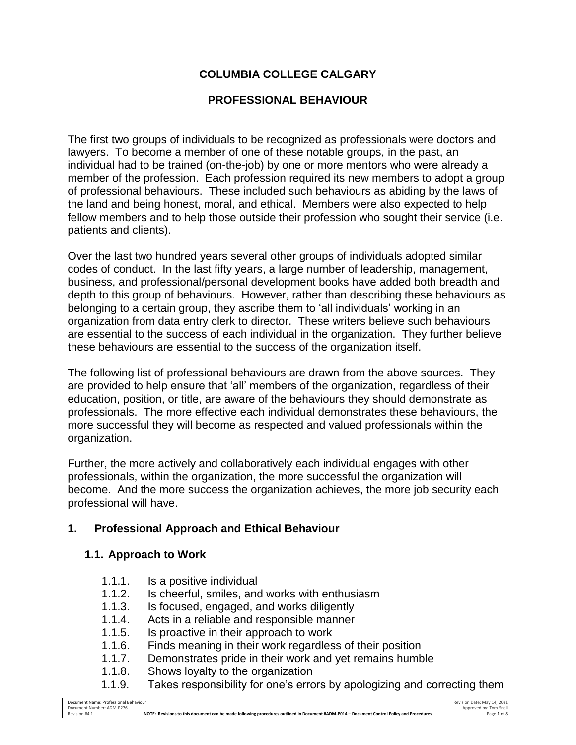# COLUMBIA COLLEGE CALGARY

## PROFESSIONAL BEHAVIOUR

The first two groups of individuals to be recognized as professionals were doctors and lawyers. To become a member of one of these notable groups, in the past, an individual had to be trained (on-the-job) by one or more mentors who were already a member of the profession. Each profession required its new members to adopt a group of professional behaviours. These included such behaviours as abiding by the laws of the land and being honest, moral, and ethical. Members were also expected to help fellow members and to help those outside their profession who sought their service (i.e. patients and clients).

Over the last two hundred years several other groups of individuals adopted similar codes of conduct. In the last fifty years, a large number of leadership, management, business, and professional/personal development books have added both breadth and depth to this group of behaviours. However, rather than describing these behaviours as belonging to a certain group, they ascribe them to 'all individuals' working in an organization from data entry clerk to director. These writers believe such behaviours are essential to the success of each individual in the organization. They further believe these behaviours are essential to the success of the organization itself.

The following list of professional behaviours are drawn from the above sources. They are provided to help ensure that 'all' members of the organization, regardless of their education, position, or title, are aware of the behaviours they should demonstrate as professionals. The more effective each individual demonstrates these behaviours, the more successful they will become as respected and valued professionals within the organization.

Further, the more actively and collaboratively each individual engages with other professionals, within the organization, the more successful the organization will become. And the more success the organization achieves, the more job security each professional will have.

### 1. Professional Approach and Ethical Behaviour

#### 1.1. Approach to Work

- 1.1.1. Is a positive individual
- 1.1.2. Is cheerful, smiles, and works with enthusiasm
- 1.1.3. Is focused, engaged, and works diligently
- 1.1.4. Acts in a reliable and responsible manner
- 1.1.5. Is proactive in their approach to work
- 1.1.6. Finds meaning in their work regardless of their position
- 1.1.7. Demonstrates pride in their work and yet remains humble
- 1.1.8. Shows loyalty to the organization
- 1.1.9. Takes responsibility for one's errors by apologizing and correcting them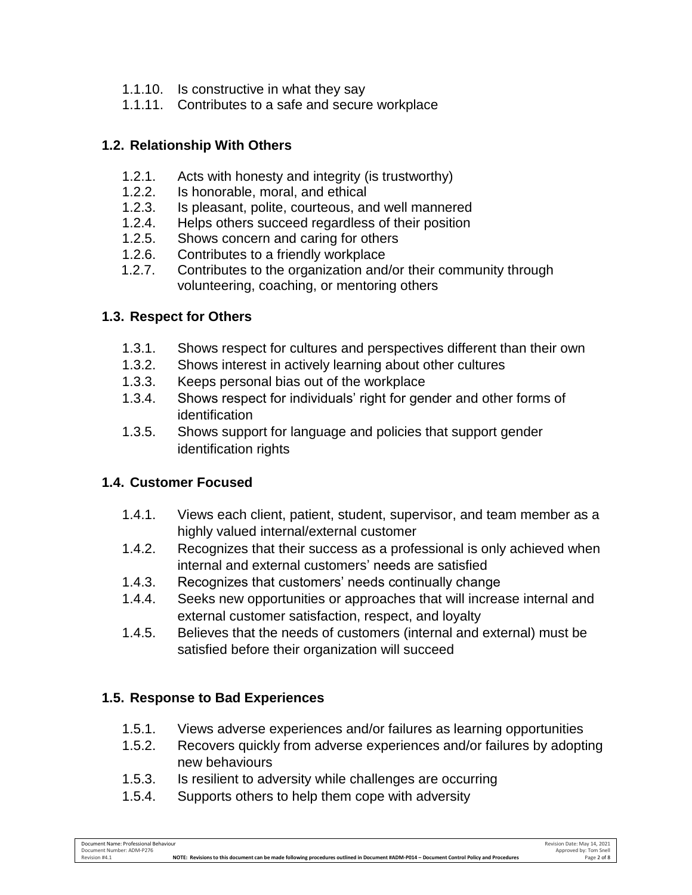1.1.10. Is constructive in what they say
1.1.11. Contributes to a safe and secure workplace

### 1.2. Relationship With Others

1.2.1. Acts with honesty and integrity (is trustworthy)
1.2.2. Is honorable, moral, and ethical
1.2.3. Is pleasant, polite, courteous, and well mannered
1.2.4. Helps others succeed regardless of their position
1.2.5. Shows concern and caring for others
1.2.6. Contributes to a friendly workplace
1.2.7. Contributes to the organization and/or their community through volunteering, coaching, or mentoring others

### 1.3. Respect for Others

1.3.1. Shows respect for cultures and perspectives different than their own
1.3.2. Shows interest in actively learning about other cultures
1.3.3. Keeps personal bias out of the workplace
1.3.4. Shows respect for individuals' right for gender and other forms of identification
1.3.5. Shows support for language and policies that support gender identification rights

### 1.4. Customer Focused

1.4.1. Views each client, patient, student, supervisor, and team member as a highly valued internal/external customer
1.4.2. Recognizes that their success as a professional is only achieved when internal and external customers' needs are satisfied
1.4.3. Recognizes that customers' needs continually change
1.4.4. Seeks new opportunities or approaches that will increase internal and external customer satisfaction, respect, and loyalty
1.4.5. Believes that the needs of customers (internal and external) must be satisfied before their organization will succeed

### 1.5. Response to Bad Experiences

1.5.1. Views adverse experiences and/or failures as learning opportunities
1.5.2. Recovers quickly from adverse experiences and/or failures by adopting new behaviours
1.5.3. Is resilient to adversity while challenges are occurring
1.5.4. Supports others to help them cope with adversity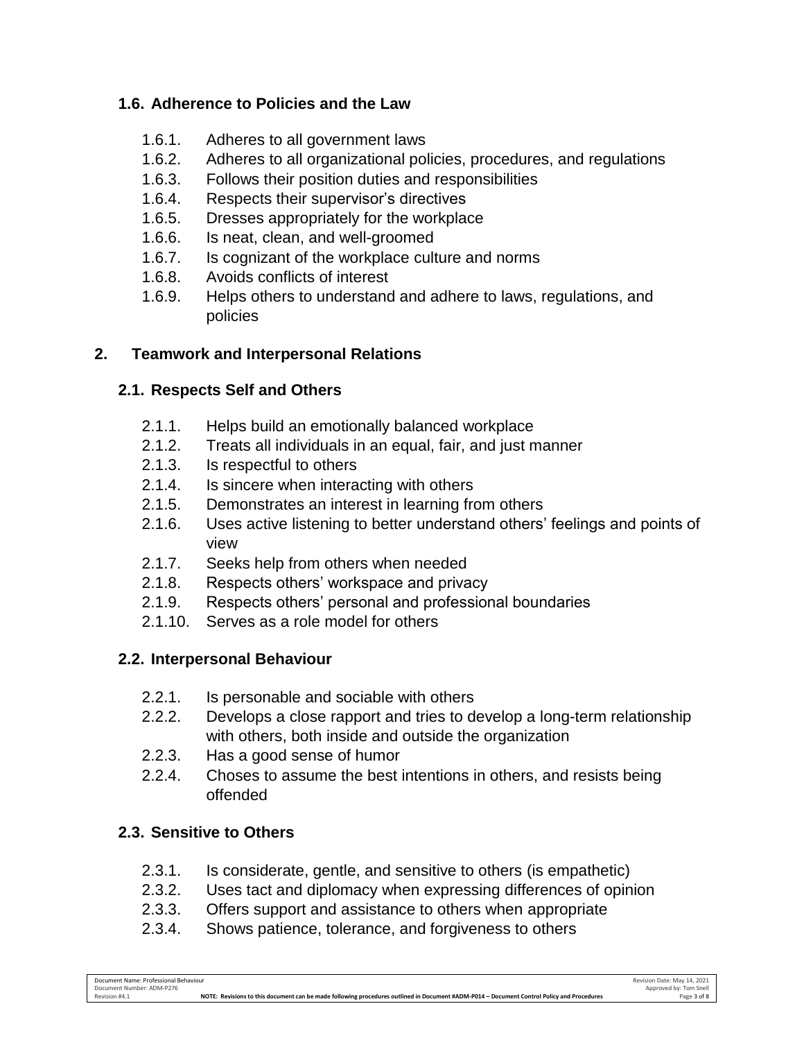### 1.6. Adherence to Policies and the Law

- 1.6.1. Adheres to all government laws
- 1.6.2. Adheres to all organizational policies, procedures, and regulations
- 1.6.3. Follows their position duties and responsibilities
- 1.6.4. Respects their supervisor's directives
- 1.6.5. Dresses appropriately for the workplace
- 1.6.6. Is neat, clean, and well-groomed
- 1.6.7. Is cognizant of the workplace culture and norms
- 1.6.8. Avoids conflicts of interest
- 1.6.9. Helps others to understand and adhere to laws, regulations, and policies

## 2. Teamwork and Interpersonal Relations

### 2.1. Respects Self and Others

- 2.1.1. Helps build an emotionally balanced workplace
- 2.1.2. Treats all individuals in an equal, fair, and just manner
- 2.1.3. Is respectful to others
- 2.1.4. Is sincere when interacting with others
- 2.1.5. Demonstrates an interest in learning from others
- 2.1.6. Uses active listening to better understand others' feelings and points of view
- 2.1.7. Seeks help from others when needed
- 2.1.8. Respects others' workspace and privacy
- 2.1.9. Respects others' personal and professional boundaries
- 2.1.10. Serves as a role model for others

### 2.2. Interpersonal Behaviour

- 2.2.1. Is personable and sociable with others
- 2.2.2. Develops a close rapport and tries to develop a long-term relationship with others, both inside and outside the organization
- 2.2.3. Has a good sense of humor
- 2.2.4. Choses to assume the best intentions in others, and resists being offended

### 2.3. Sensitive to Others

- 2.3.1. Is considerate, gentle, and sensitive to others (is empathetic)
- 2.3.2. Uses tact and diplomacy when expressing differences of opinion
- 2.3.3. Offers support and assistance to others when appropriate
- 2.3.4. Shows patience, tolerance, and forgiveness to others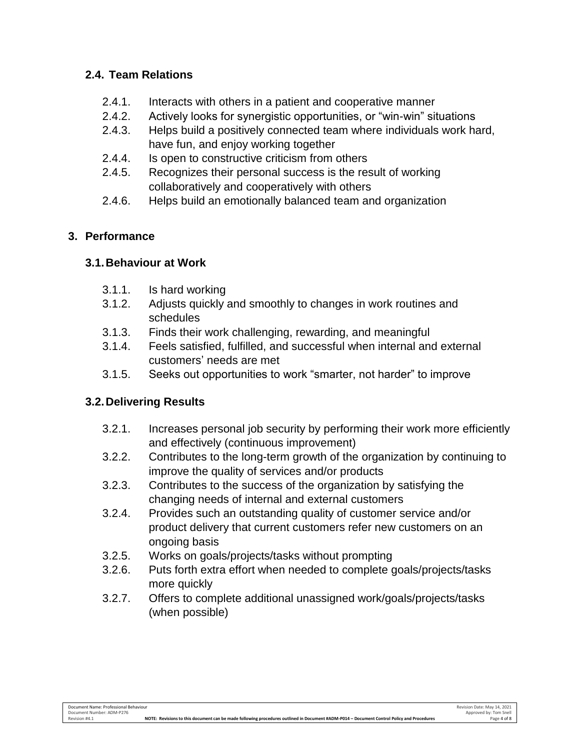### 2.4. Team Relations

2.4.1. Interacts with others in a patient and cooperative manner
2.4.2. Actively looks for synergistic opportunities, or “win-win” situations
2.4.3. Helps build a positively connected team where individuals work hard, have fun, and enjoy working together
2.4.4. Is open to constructive criticism from others
2.4.5. Recognizes their personal success is the result of working collaboratively and cooperatively with others
2.4.6. Helps build an emotionally balanced team and organization

## 3. Performance

### 3.1. Behaviour at Work

3.1.1. Is hard working
3.1.2. Adjusts quickly and smoothly to changes in work routines and schedules
3.1.3. Finds their work challenging, rewarding, and meaningful
3.1.4. Feels satisfied, fulfilled, and successful when internal and external customers’ needs are met
3.1.5. Seeks out opportunities to work “smarter, not harder” to improve

### 3.2. Delivering Results

3.2.1. Increases personal job security by performing their work more efficiently and effectively (continuous improvement)
3.2.2. Contributes to the long-term growth of the organization by continuing to improve the quality of services and/or products
3.2.3. Contributes to the success of the organization by satisfying the changing needs of internal and external customers
3.2.4. Provides such an outstanding quality of customer service and/or product delivery that current customers refer new customers on an ongoing basis
3.2.5. Works on goals/projects/tasks without prompting
3.2.6. Puts forth extra effort when needed to complete goals/projects/tasks more quickly
3.2.7. Offers to complete additional unassigned work/goals/projects/tasks (when possible)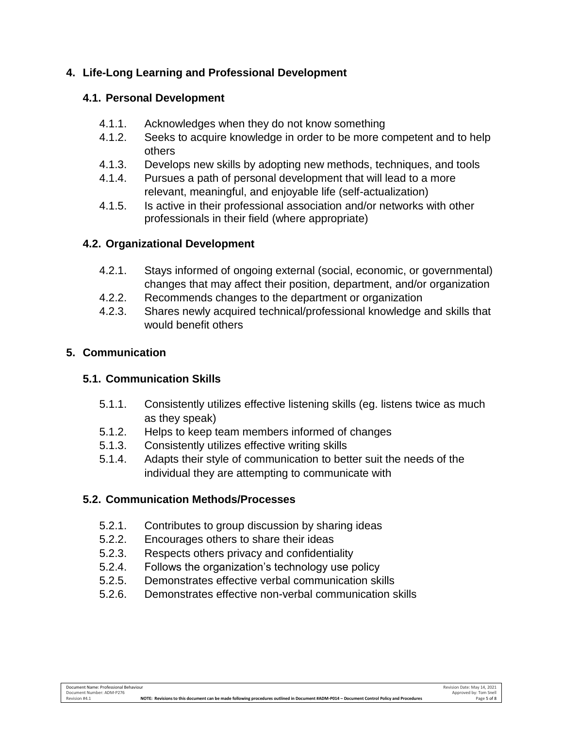## 4. Life-Long Learning and Professional Development

### 4.1. Personal Development

- 4.1.1. Acknowledges when they do not know something
- 4.1.2. Seeks to acquire knowledge in order to be more competent and to help others
- 4.1.3. Develops new skills by adopting new methods, techniques, and tools
- 4.1.4. Pursues a path of personal development that will lead to a more relevant, meaningful, and enjoyable life (self-actualization)
- 4.1.5. Is active in their professional association and/or networks with other professionals in their field (where appropriate)

### 4.2. Organizational Development

- 4.2.1. Stays informed of ongoing external (social, economic, or governmental) changes that may affect their position, department, and/or organization
- 4.2.2. Recommends changes to the department or organization
- 4.2.3. Shares newly acquired technical/professional knowledge and skills that would benefit others

## 5. Communication

### 5.1. Communication Skills

- 5.1.1. Consistently utilizes effective listening skills (eg. listens twice as much as they speak)
- 5.1.2. Helps to keep team members informed of changes
- 5.1.3. Consistently utilizes effective writing skills
- 5.1.4. Adapts their style of communication to better suit the needs of the individual they are attempting to communicate with

### 5.2. Communication Methods/Processes

- 5.2.1. Contributes to group discussion by sharing ideas
- 5.2.2. Encourages others to share their ideas
- 5.2.3. Respects others privacy and confidentiality
- 5.2.4. Follows the organization's technology use policy
- 5.2.5. Demonstrates effective verbal communication skills
- 5.2.6. Demonstrates effective non-verbal communication skills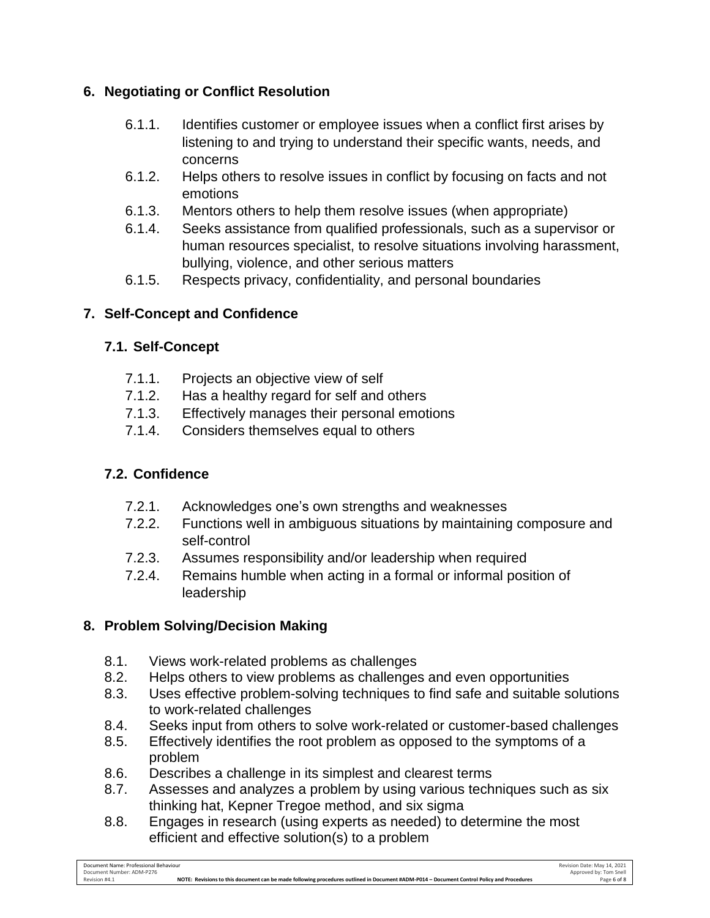## 6. Negotiating or Conflict Resolution

- 6.1.1. Identifies customer or employee issues when a conflict first arises by listening to and trying to understand their specific wants, needs, and concerns
- 6.1.2. Helps others to resolve issues in conflict by focusing on facts and not emotions
- 6.1.3. Mentors others to help them resolve issues (when appropriate)
- 6.1.4. Seeks assistance from qualified professionals, such as a supervisor or human resources specialist, to resolve situations involving harassment, bullying, violence, and other serious matters
- 6.1.5. Respects privacy, confidentiality, and personal boundaries

## 7. Self-Concept and Confidence

### 7.1. Self-Concept

- 7.1.1. Projects an objective view of self
- 7.1.2. Has a healthy regard for self and others
- 7.1.3. Effectively manages their personal emotions
- 7.1.4. Considers themselves equal to others

### 7.2. Confidence

- 7.2.1. Acknowledges one's own strengths and weaknesses
- 7.2.2. Functions well in ambiguous situations by maintaining composure and self-control
- 7.2.3. Assumes responsibility and/or leadership when required
- 7.2.4. Remains humble when acting in a formal or informal position of leadership

## 8. Problem Solving/Decision Making

- 8.1. Views work-related problems as challenges
- 8.2. Helps others to view problems as challenges and even opportunities
- 8.3. Uses effective problem-solving techniques to find safe and suitable solutions to work-related challenges
- 8.4. Seeks input from others to solve work-related or customer-based challenges
- 8.5. Effectively identifies the root problem as opposed to the symptoms of a problem
- 8.6. Describes a challenge in its simplest and clearest terms
- 8.7. Assesses and analyzes a problem by using various techniques such as six thinking hat, Kepner Tregoe method, and six sigma
- 8.8. Engages in research (using experts as needed) to determine the most efficient and effective solution(s) to a problem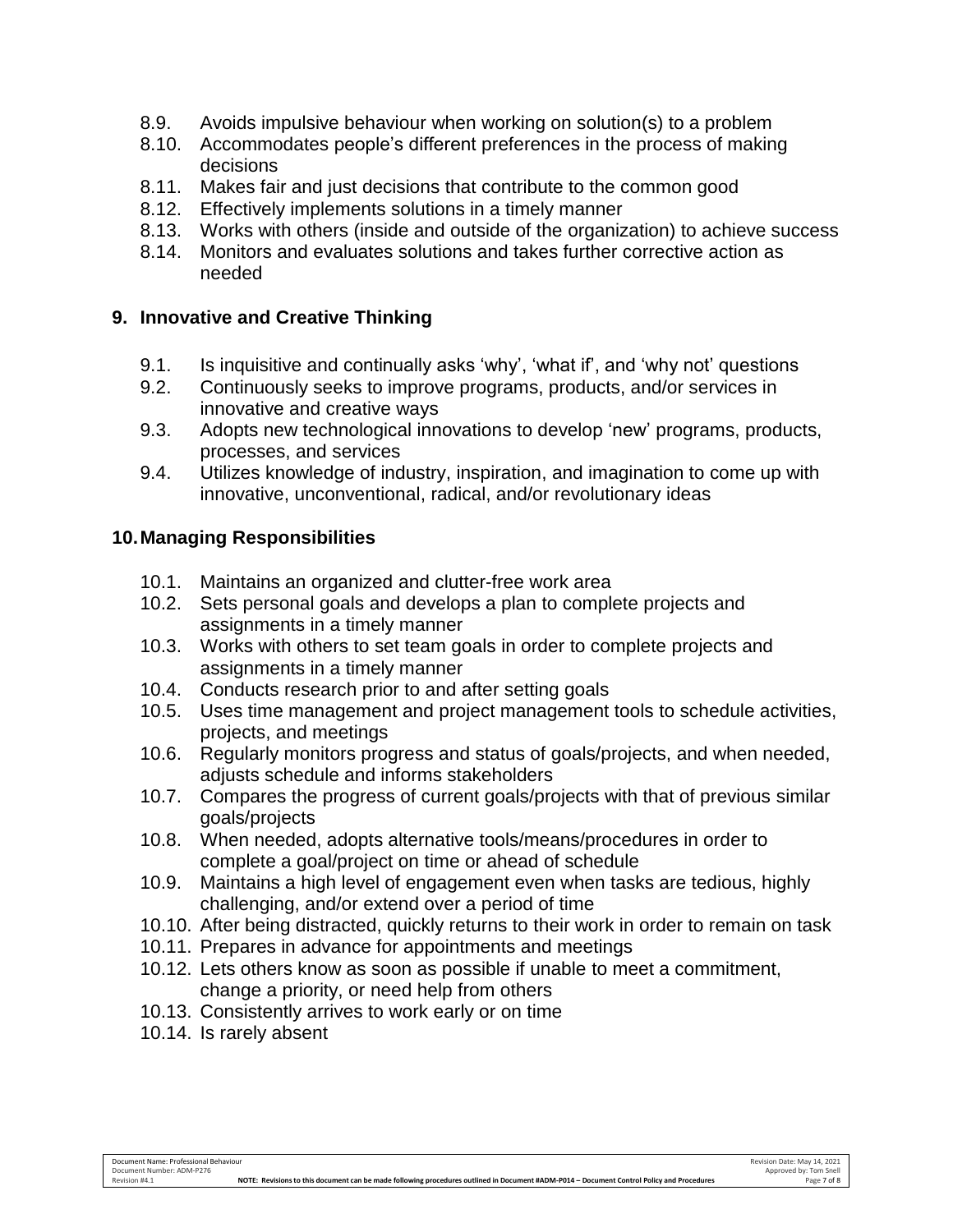8.9. Avoids impulsive behaviour when working on solution(s) to a problem
8.10. Accommodates people's different preferences in the process of making decisions
8.11. Makes fair and just decisions that contribute to the common good
8.12. Effectively implements solutions in a timely manner
8.13. Works with others (inside and outside of the organization) to achieve success
8.14. Monitors and evaluates solutions and takes further corrective action as needed

## 9. Innovative and Creative Thinking

9.1. Is inquisitive and continually asks 'why', 'what if', and 'why not' questions
9.2. Continuously seeks to improve programs, products, and/or services in innovative and creative ways
9.3. Adopts new technological innovations to develop 'new' programs, products, processes, and services
9.4. Utilizes knowledge of industry, inspiration, and imagination to come up with innovative, unconventional, radical, and/or revolutionary ideas

## 10. Managing Responsibilities

10.1. Maintains an organized and clutter-free work area
10.2. Sets personal goals and develops a plan to complete projects and assignments in a timely manner
10.3. Works with others to set team goals in order to complete projects and assignments in a timely manner
10.4. Conducts research prior to and after setting goals
10.5. Uses time management and project management tools to schedule activities, projects, and meetings
10.6. Regularly monitors progress and status of goals/projects, and when needed, adjusts schedule and informs stakeholders
10.7. Compares the progress of current goals/projects with that of previous similar goals/projects
10.8. When needed, adopts alternative tools/means/procedures in order to complete a goal/project on time or ahead of schedule
10.9. Maintains a high level of engagement even when tasks are tedious, highly challenging, and/or extend over a period of time
10.10. After being distracted, quickly returns to their work in order to remain on task
10.11. Prepares in advance for appointments and meetings
10.12. Lets others know as soon as possible if unable to meet a commitment, change a priority, or need help from others
10.13. Consistently arrives to work early or on time
10.14. Is rarely absent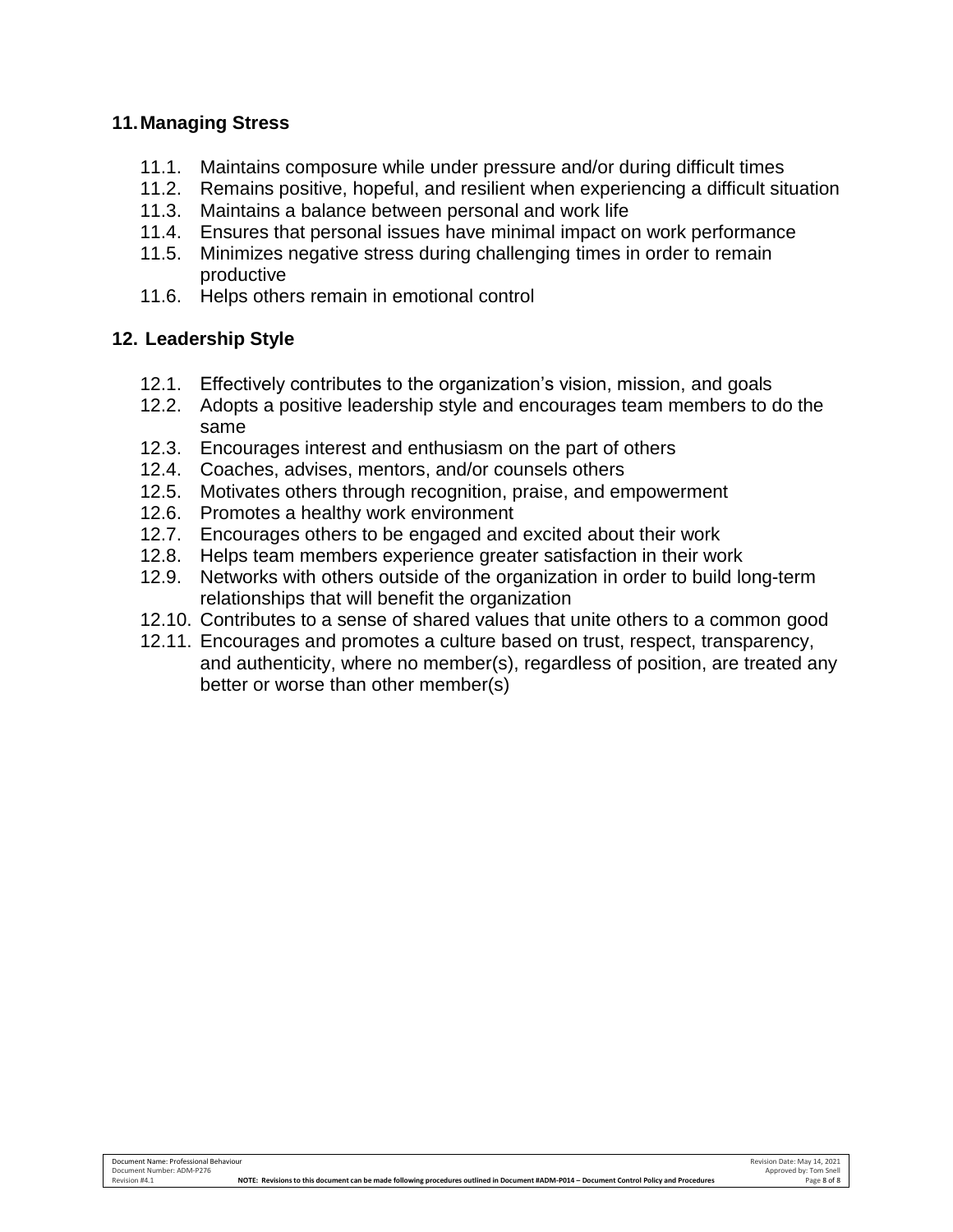## 11. Managing Stress

- 11.1. Maintains composure while under pressure and/or during difficult times
- 11.2. Remains positive, hopeful, and resilient when experiencing a difficult situation
- 11.3. Maintains a balance between personal and work life
- 11.4. Ensures that personal issues have minimal impact on work performance
- 11.5. Minimizes negative stress during challenging times in order to remain productive
- 11.6. Helps others remain in emotional control

## 12. Leadership Style

- 12.1. Effectively contributes to the organization's vision, mission, and goals
- 12.2. Adopts a positive leadership style and encourages team members to do the same
- 12.3. Encourages interest and enthusiasm on the part of others
- 12.4. Coaches, advises, mentors, and/or counsels others
- 12.5. Motivates others through recognition, praise, and empowerment
- 12.6. Promotes a healthy work environment
- 12.7. Encourages others to be engaged and excited about their work
- 12.8. Helps team members experience greater satisfaction in their work
- 12.9. Networks with others outside of the organization in order to build long-term relationships that will benefit the organization
- 12.10. Contributes to a sense of shared values that unite others to a common good
- 12.11. Encourages and promotes a culture based on trust, respect, transparency, and authenticity, where no member(s), regardless of position, are treated any better or worse than other member(s)